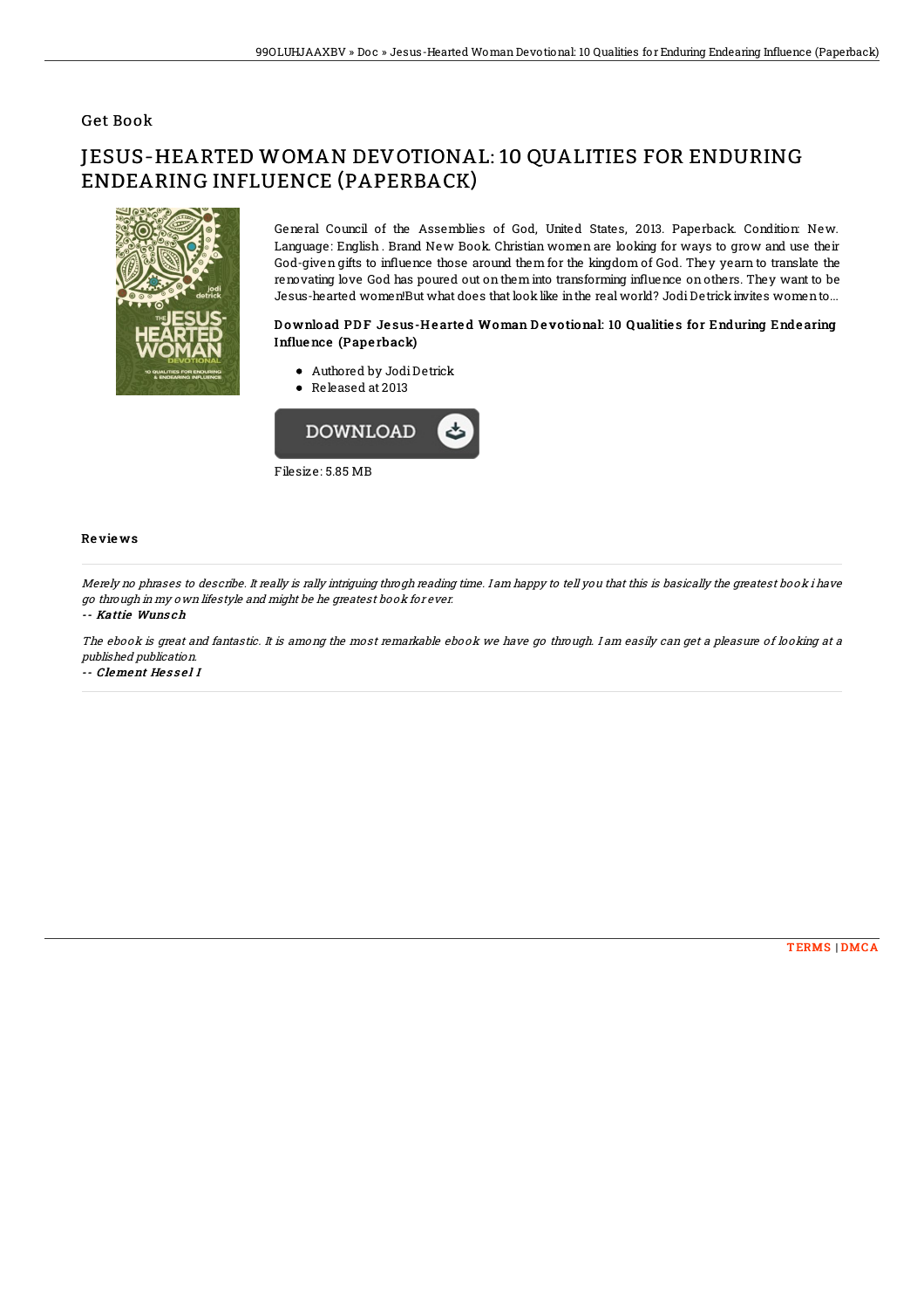## Get Book

# JESUS-HEARTED WOMAN DEVOTIONAL: 10 QUALITIES FOR ENDURING ENDEARING INFLUENCE (PAPERBACK)

General Council of the Assemblies of God, United States, 2013. Paperback. Condition: New. Language: English . Brand New Book. Christian women are looking for ways to grow and use their God-given gifts to influence those around them for the kingdom of God. They yearn to translate the renovating love God has poured out on them into transforming influence on others. They want to be Jesus-hearted women!But what does that look like in the real world? Jodi Detrick invites women to...

### Download PDF Jesus-Hearted Woman Devotional: 10 Qualities for Enduring Endearing Influence (Paperback)

- Authored by Jodi Detrick
- Released at 2013

DOWNLOAD

Filesize: 5.85 MB

### Reviews

*Merely no phrases to describe. It really is rally intriguing throgh reading time. I am happy to tell you that this is basically the greatest book i have go through in my own lifestyle and might be he greatest book for ever.*

-- *Kattie Wunsch*

*The ebook is great and fantastic. It is among the most remarkable ebook we have go through. I am easily can get a pleasure of looking at a published publication.*

-- *Clement Hessel I*

TERMS | DMCA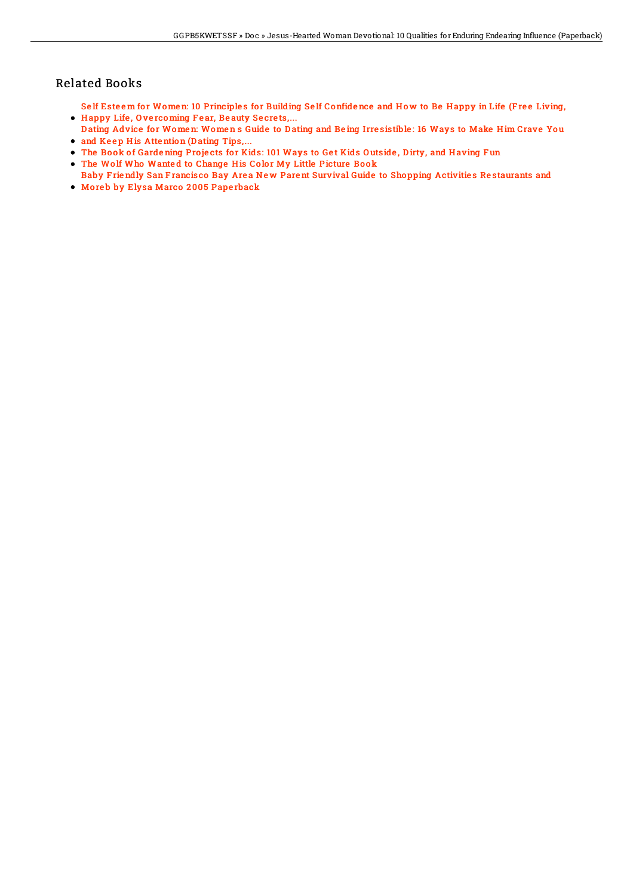## Related Books

- Self Esteem for Women: 10 Principles for Building Self Confidence and How to Be Happy in Life (Free Living, Happy Life, Overcoming Fear, Beauty Secrets,...
- Dating Advice for Women: Women s Guide to Dating and Being Irresistible: 16 Ways to Make Him Crave You and Keep His Attention (Dating Tips,...
- The Book of Gardening Projects for Kids: 101 Ways to Get Kids Outside, Dirty, and Having Fun
- The Wolf Who Wanted to Change His Color My Little Picture Book
- Baby Friendly San Francisco Bay Area New Parent Survival Guide to Shopping Activities Restaurants and Moreb by Elysa Marco 2005 Paperback